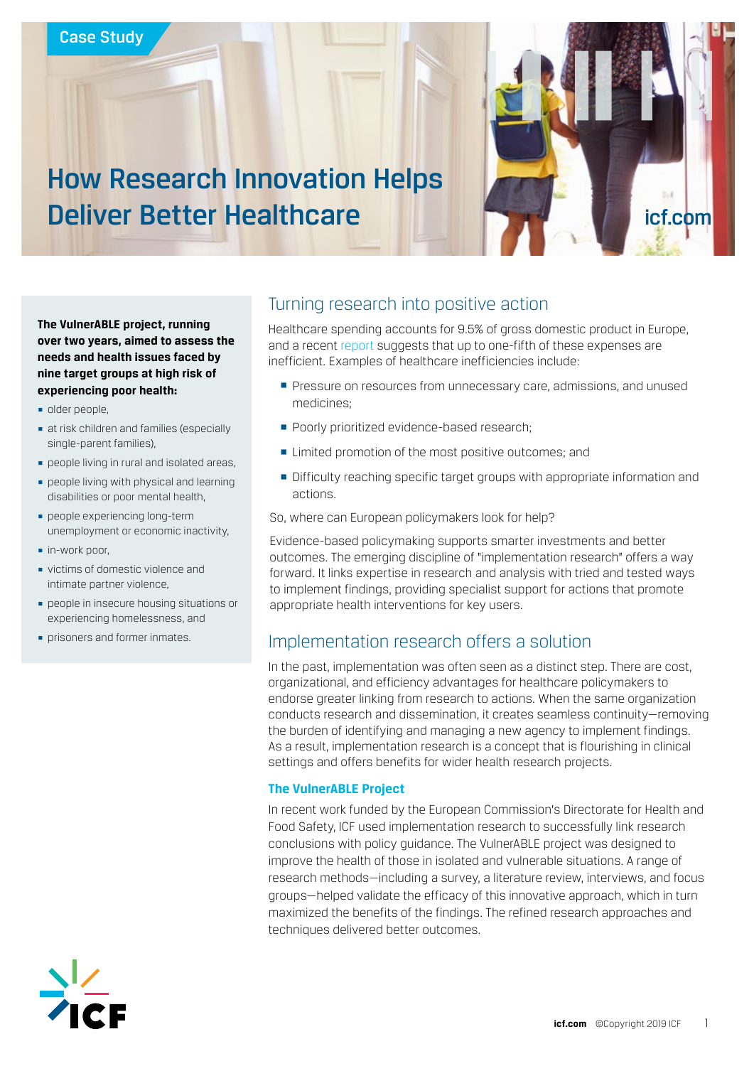Case Study

# How Research Innovation Helps Deliver Better Healthcare

**The VulnerABLE project, running over two years, aimed to assess the needs and health issues faced by nine target groups at high risk of experiencing poor health:**

- older people,
- at risk children and families (especially single-parent families),
- people living in rural and isolated areas,
- people living with physical and learning disabilities or poor mental health,
- people experiencing long-term unemployment or economic inactivity,
- in-work poor,
- victims of domestic violence and intimate partner violence,
- people in insecure housing situations or experiencing homelessness, and
- prisoners and former inmates.

## Turning research into positive action

Healthcare spending accounts for 9.5% of gross domestic product in Europe, and a recent report suggests that up to one-fifth of these expenses are inefficient. Examples of healthcare inefficiencies include:

- Pressure on resources from unnecessary care, admissions, and unused medicines;
- Poorly prioritized evidence-based research;
- Limited promotion of the most positive outcomes; and
- Difficulty reaching specific target groups with appropriate information and actions.

So, where can European policymakers look for help?

Evidence-based policymaking supports smarter investments and better outcomes. The emerging discipline of "implementation research" offers a way forward. It links expertise in research and analysis with tried and tested ways to implement findings, providing specialist support for actions that promote appropriate health interventions for key users.

## Implementation research offers a solution

In the past, implementation was often seen as a distinct step. There are cost, organizational, and efficiency advantages for healthcare policymakers to endorse greater linking from research to actions. When the same organization conducts research and dissemination, it creates seamless continuity—removing the burden of identifying and managing a new agency to implement findings. As a result, implementation research is a concept that is flourishing in clinical settings and offers benefits for wider health research projects.

### The VulnerABLE Project

In recent work funded by the European Commission's Directorate for Health and Food Safety, ICF used implementation research to successfully link research conclusions with policy guidance. The VulnerABLE project was designed to improve the health of those in isolated and vulnerable situations. A range of research methods—including a survey, a literature review, interviews, and focus groups—helped validate the efficacy of this innovative approach, which in turn maximized the benefits of the findings. The refined research approaches and techniques delivered better outcomes.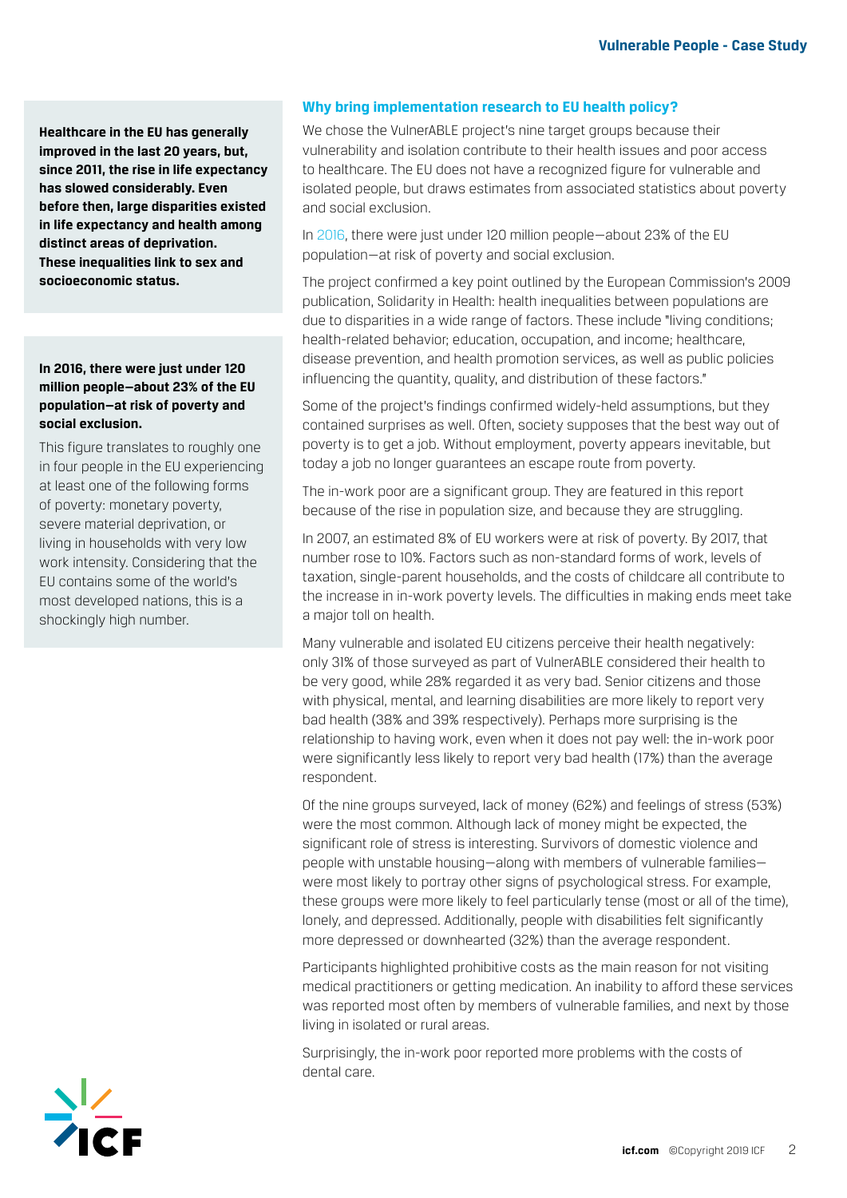**Healthcare in the EU has generally improved in the last 20 years, but, since 2011, the rise in life expectancy has slowed considerably. Even before then, large disparities existed in life expectancy and health among distinct areas of deprivation. These inequalities link to sex and socioeconomic status.**

**In 2016, there were just under 120 million people—about 23% of the EU population—at risk of poverty and social exclusion.**

This figure translates to roughly one in four people in the EU experiencing at least one of the following forms of poverty: monetary poverty, severe material deprivation, or living in households with very low work intensity. Considering that the EU contains some of the world's most developed nations, this is a shockingly high number.

### Why bring implementation research to EU health policy?

We chose the VulnerABLE project's nine target groups because their vulnerability and isolation contribute to their health issues and poor access to healthcare. The EU does not have a recognized figure for vulnerable and isolated people, but draws estimates from associated statistics about poverty and social exclusion.

In 2016, there were just under 120 million people—about 23% of the EU population—at risk of poverty and social exclusion.

The project confirmed a key point outlined by the European Commission's 2009 publication, Solidarity in Health: health inequalities between populations are due to disparities in a wide range of factors. These include "living conditions; health-related behavior; education, occupation, and income; healthcare, disease prevention, and health promotion services, as well as public policies influencing the quantity, quality, and distribution of these factors."

Some of the project's findings confirmed widely-held assumptions, but they contained surprises as well. Often, society supposes that the best way out of poverty is to get a job. Without employment, poverty appears inevitable, but today a job no longer guarantees an escape route from poverty.

The in-work poor are a significant group. They are featured in this report because of the rise in population size, and because they are struggling.

In 2007, an estimated 8% of EU workers were at risk of poverty. By 2017, that number rose to 10%. Factors such as non-standard forms of work, levels of taxation, single-parent households, and the costs of childcare all contribute to the increase in in-work poverty levels. The difficulties in making ends meet take a major toll on health.

Many vulnerable and isolated EU citizens perceive their health negatively: only 31% of those surveyed as part of VulnerABLE considered their health to be very good, while 28% regarded it as very bad. Senior citizens and those with physical, mental, and learning disabilities are more likely to report very bad health (38% and 39% respectively). Perhaps more surprising is the relationship to having work, even when it does not pay well: the in-work poor were significantly less likely to report very bad health (17%) than the average respondent.

Of the nine groups surveyed, lack of money (62%) and feelings of stress (53%) were the most common. Although lack of money might be expected, the significant role of stress is interesting. Survivors of domestic violence and people with unstable housing—along with members of vulnerable families—were most likely to portray other signs of psychological stress. For example, these groups were more likely to feel particularly tense (most or all of the time), lonely, and depressed. Additionally, people with disabilities felt significantly more depressed or downhearted (32%) than the average respondent.

Participants highlighted prohibitive costs as the main reason for not visiting medical practitioners or getting medication. An inability to afford these services was reported most often by members of vulnerable families, and next by those living in isolated or rural areas.

Surprisingly, the in-work poor reported more problems with the costs of dental care.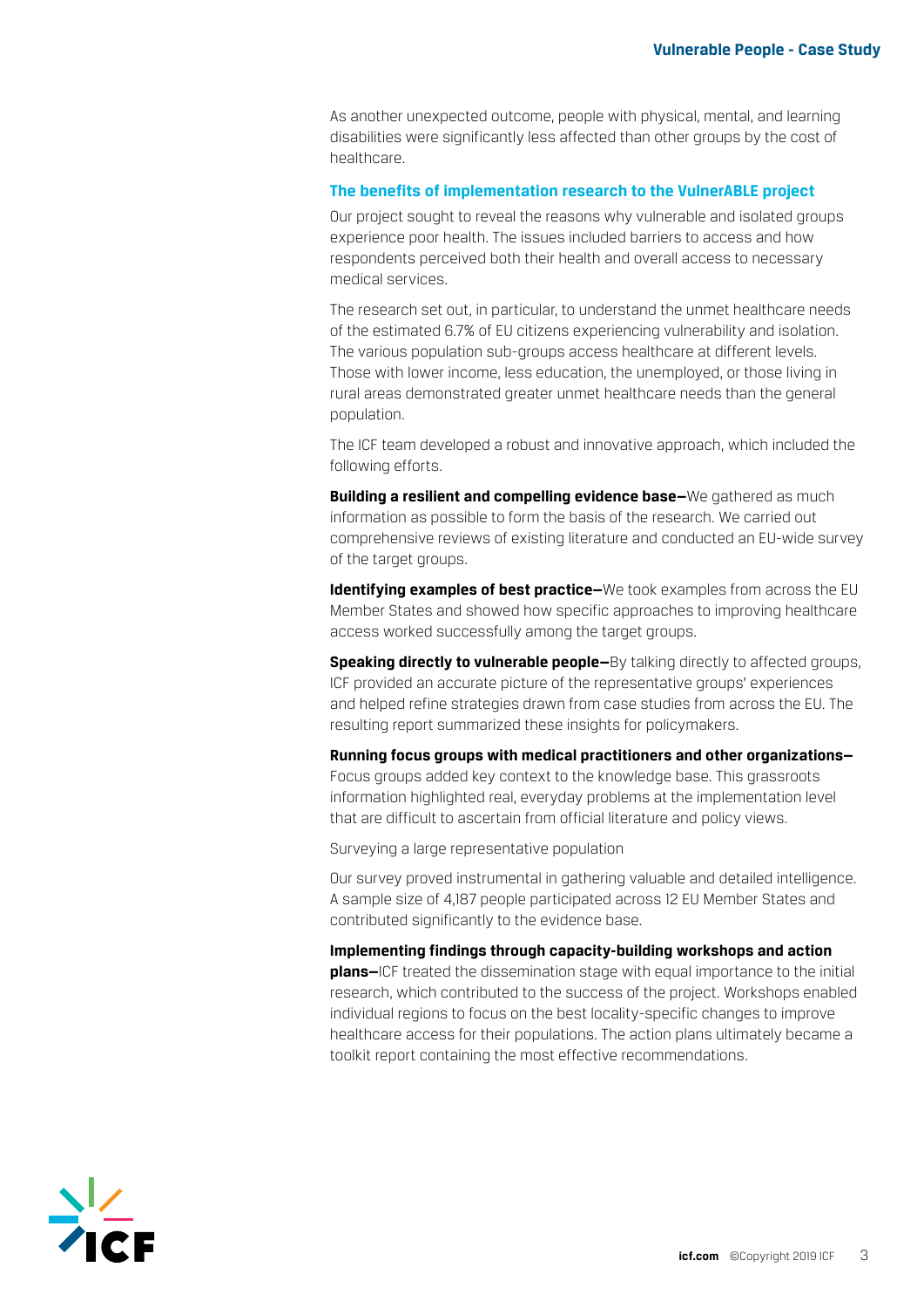As another unexpected outcome, people with physical, mental, and learning disabilities were significantly less affected than other groups by the cost of healthcare.

## The benefits of implementation research to the VulnerABLE project

Our project sought to reveal the reasons why vulnerable and isolated groups experience poor health. The issues included barriers to access and how respondents perceived both their health and overall access to necessary medical services.

The research set out, in particular, to understand the unmet healthcare needs of the estimated 6.7% of EU citizens experiencing vulnerability and isolation. The various population sub-groups access healthcare at different levels. Those with lower income, less education, the unemployed, or those living in rural areas demonstrated greater unmet healthcare needs than the general population.

The ICF team developed a robust and innovative approach, which included the following efforts.

**Building a resilient and compelling evidence base—**We gathered as much information as possible to form the basis of the research. We carried out comprehensive reviews of existing literature and conducted an EU-wide survey of the target groups.

**Identifying examples of best practice—**We took examples from across the EU Member States and showed how specific approaches to improving healthcare access worked successfully among the target groups.

**Speaking directly to vulnerable people—**By talking directly to affected groups, ICF provided an accurate picture of the representative groups' experiences and helped refine strategies drawn from case studies from across the EU. The resulting report summarized these insights for policymakers.

**Running focus groups with medical practitioners and other organizations—** Focus groups added key context to the knowledge base. This grassroots information highlighted real, everyday problems at the implementation level that are difficult to ascertain from official literature and policy views.

Surveying a large representative population

Our survey proved instrumental in gathering valuable and detailed intelligence. A sample size of 4,187 people participated across 12 EU Member States and contributed significantly to the evidence base.

**Implementing findings through capacity-building workshops and action plans—**ICF treated the dissemination stage with equal importance to the initial research, which contributed to the success of the project. Workshops enabled individual regions to focus on the best locality-specific changes to improve healthcare access for their populations. The action plans ultimately became a toolkit report containing the most effective recommendations.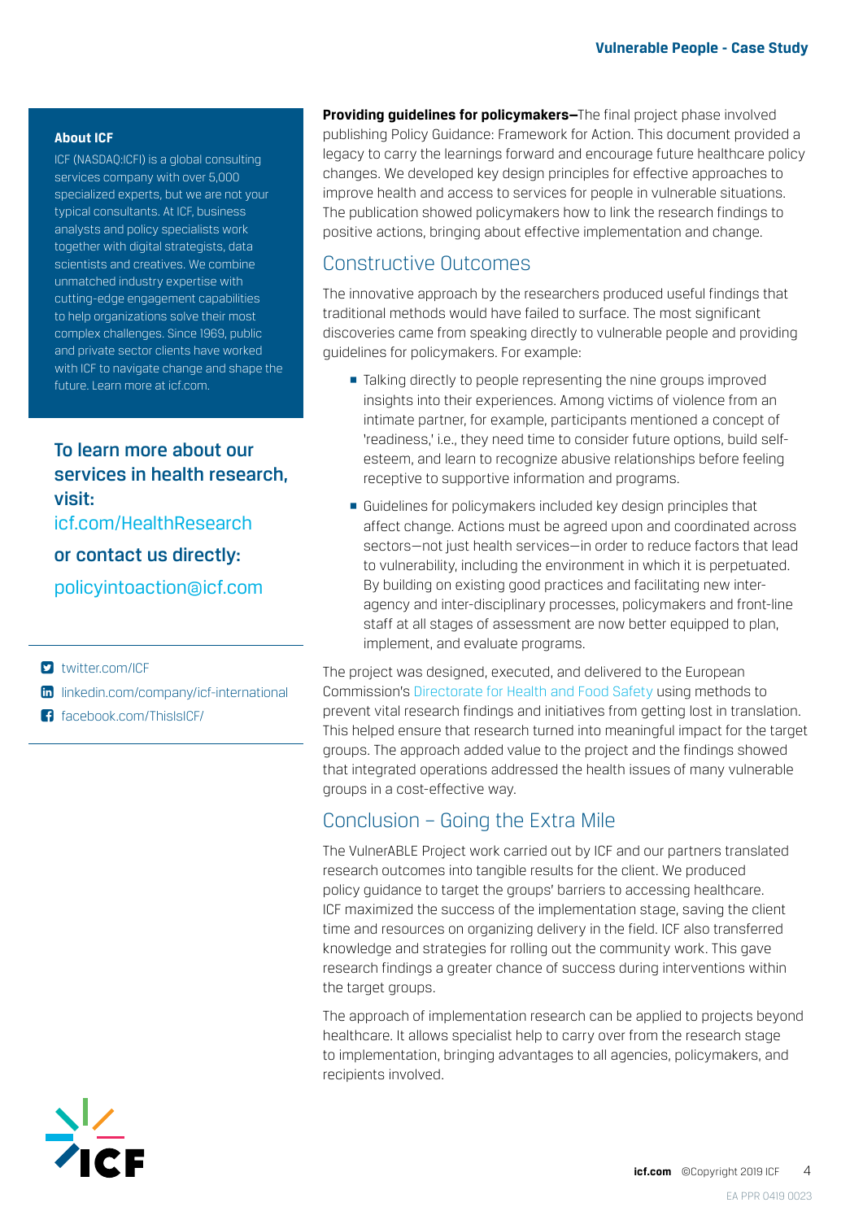**About ICF**

ICF (NASDAQ:ICFI) is a global consulting services company with over 5,000 specialized experts, but we are not your typical consultants. At ICF, business analysts and policy specialists work together with digital strategists, data scientists and creatives. We combine unmatched industry expertise with cutting-edge engagement capabilities to help organizations solve their most complex challenges. Since 1969, public and private sector clients have worked with ICF to navigate change and shape the future. Learn more at icf.com.

**To learn more about our services in health research, visit:**

icf.com/HealthResearch

**or contact us directly:**

policyintoaction@icf.com

- twitter.com/ICF
- linkedin.com/company/icf-international
- facebook.com/ThisIsICF/

**Providing guidelines for policymakers—**The final project phase involved publishing Policy Guidance: Framework for Action. This document provided a legacy to carry the learnings forward and encourage future healthcare policy changes. We developed key design principles for effective approaches to improve health and access to services for people in vulnerable situations. The publication showed policymakers how to link the research findings to positive actions, bringing about effective implementation and change.

## Constructive Outcomes

The innovative approach by the researchers produced useful findings that traditional methods would have failed to surface. The most significant discoveries came from speaking directly to vulnerable people and providing guidelines for policymakers. For example:

- Talking directly to people representing the nine groups improved insights into their experiences. Among victims of violence from an intimate partner, for example, participants mentioned a concept of 'readiness,' i.e., they need time to consider future options, build self-esteem, and learn to recognize abusive relationships before feeling receptive to supportive information and programs.
- Guidelines for policymakers included key design principles that affect change. Actions must be agreed upon and coordinated across sectors—not just health services—in order to reduce factors that lead to vulnerability, including the environment in which it is perpetuated. By building on existing good practices and facilitating new inter-agency and inter-disciplinary processes, policymakers and front-line staff at all stages of assessment are now better equipped to plan, implement, and evaluate programs.

The project was designed, executed, and delivered to the European Commission's Directorate for Health and Food Safety using methods to prevent vital research findings and initiatives from getting lost in translation. This helped ensure that research turned into meaningful impact for the target groups. The approach added value to the project and the findings showed that integrated operations addressed the health issues of many vulnerable groups in a cost-effective way.

## Conclusion – Going the Extra Mile

The VulnerABLE Project work carried out by ICF and our partners translated research outcomes into tangible results for the client. We produced policy guidance to target the groups' barriers to accessing healthcare. ICF maximized the success of the implementation stage, saving the client time and resources on organizing delivery in the field. ICF also transferred knowledge and strategies for rolling out the community work. This gave research findings a greater chance of success during interventions within the target groups.

The approach of implementation research can be applied to projects beyond healthcare. It allows specialist help to carry over from the research stage to implementation, bringing advantages to all agencies, policymakers, and recipients involved.

**icf.com** ©Copyright 2019 ICF

EA PPR 0419 0023